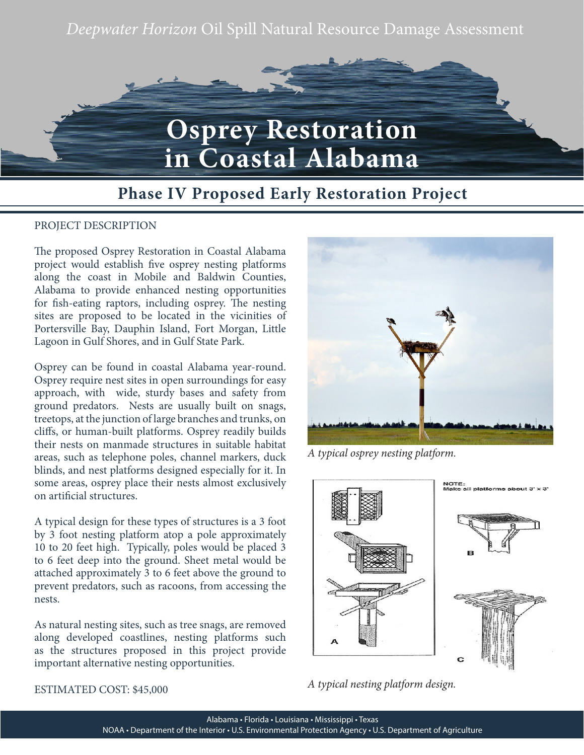*Deepwater Horizon* Oil Spill Natural Resource Damage Assessment

# Osprey Restoration in Coastal Alabama

## Phase IV Proposed Early Restoration Project

PROJECT DESCRIPTION

The proposed Osprey Restoration in Coastal Alabama project would establish five osprey nesting platforms along the coast in Mobile and Baldwin Counties, Alabama to provide enhanced nesting opportunities for fish-eating raptors, including osprey. The nesting sites are proposed to be located in the vicinities of Portersville Bay, Dauphin Island, Fort Morgan, Little Lagoon in Gulf Shores, and in Gulf State Park.

Osprey can be found in coastal Alabama year-round. Osprey require nest sites in open surroundings for easy approach, with wide, sturdy bases and safety from ground predators. Nests are usually built on snags, treetops, at the junction of large branches and trunks, on cliffs, or human-built platforms. Osprey readily builds their nests on manmade structures in suitable habitat areas, such as telephone poles, channel markers, duck blinds, and nest platforms designed especially for it. In some areas, osprey place their nests almost exclusively on artificial structures.

A typical design for these types of structures is a 3 foot by 3 foot nesting platform atop a pole approximately 10 to 20 feet high. Typically, poles would be placed 3 to 6 feet deep into the ground. Sheet metal would be attached approximately 3 to 6 feet above the ground to prevent predators, such as racoons, from accessing the nests.

As natural nesting sites, such as tree snags, are removed along developed coastlines, nesting platforms such as the structures proposed in this project provide important alternative nesting opportunities.

ESTIMATED COST: $45,000

*A typical osprey nesting platform.*

NOTE: Make all platforms about 3' x 3'

A B C

*A typical nesting platform design.*

Alabama • Florida • Louisiana • Mississippi • Texas
NOAA • Department of the Interior • U.S. Environmental Protection Agency • U.S. Department of Agriculture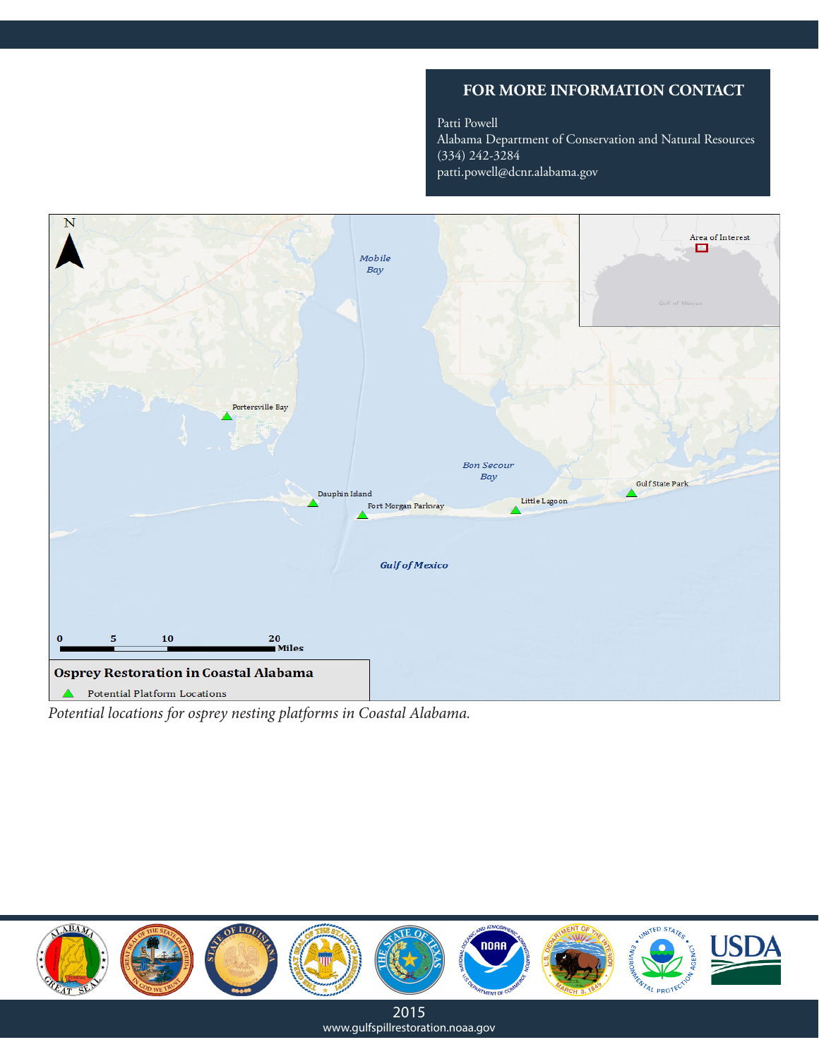## FOR MORE INFORMATION CONTACT

Patti Powell
Alabama Department of Conservation and Natural Resources
(334) 242-3284
patti.powell@dcnr.alabama.gov

N

Mobile Bay

Area of Interest

Gulf of Mexico

Portersville Bay

Bon Secour Bay

Gulf State Park

Dauphin Island

Fort Morgan Parkway

Little Lagoon

Gulf of Mexico

0 5 10 20 Miles

**Osprey Restoration in Coastal Alabama**

Potential Platform Locations

*Potential locations for osprey nesting platforms in Coastal Alabama.*

2015
www.gulfspillrestoration.noaa.gov